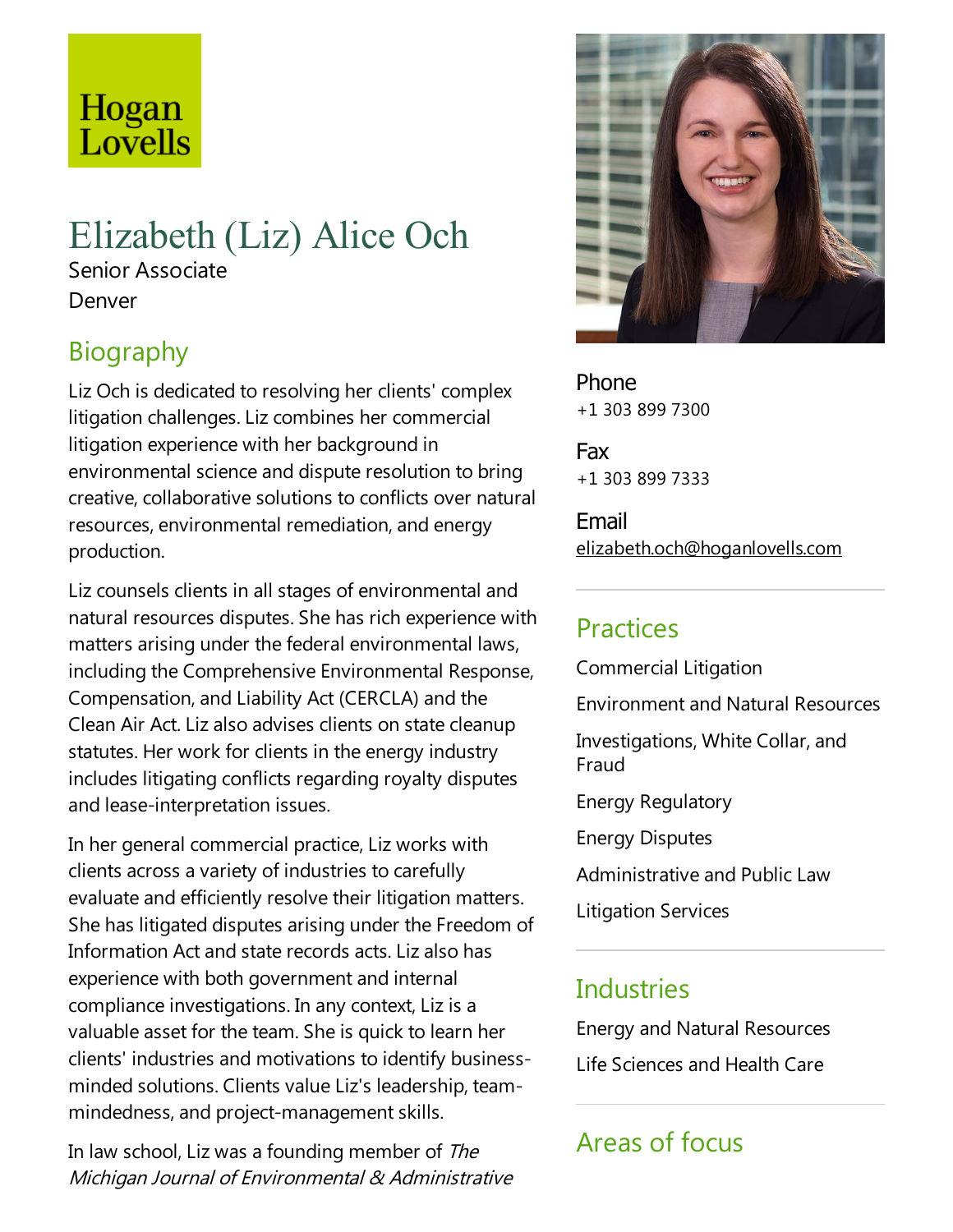Hogan Lovells

# Elizabeth (Liz) Alice Och

Senior Associate

Denver

## Biography

Liz Och is dedicated to resolving her clients' complex litigation challenges. Liz combines her commercial litigation experience with her background in environmental science and dispute resolution to bring creative, collaborative solutions to conflicts over natural resources, environmental remediation, and energy production.

Liz counsels clients in all stages of environmental and natural resources disputes. She has rich experience with matters arising under the federal environmental laws, including the Comprehensive Environmental Response, Compensation, and Liability Act (CERCLA) and the Clean Air Act. Liz also advises clients on state cleanup statutes. Her work for clients in the energy industry includes litigating conflicts regarding royalty disputes and lease-interpretation issues.

In her general commercial practice, Liz works with clients across a variety of industries to carefully evaluate and efficiently resolve their litigation matters. She has litigated disputes arising under the Freedom of Information Act and state records acts. Liz also has experience with both government and internal compliance investigations. In any context, Liz is a valuable asset for the team. She is quick to learn her clients' industries and motivations to identify business-minded solutions. Clients value Liz's leadership, team-mindedness, and project-management skills.

In law school, Liz was a founding member of *The Michigan Journal of Environmental & Administrative*

Phone
+1 303 899 7300

Fax
+1 303 899 7333

Email
elizabeth.och@hoganlovells.com

## Practices

Commercial Litigation

Environment and Natural Resources

Investigations, White Collar, and Fraud

Energy Regulatory

Energy Disputes

Administrative and Public Law

Litigation Services

## Industries

Energy and Natural Resources

Life Sciences and Health Care

## Areas of focus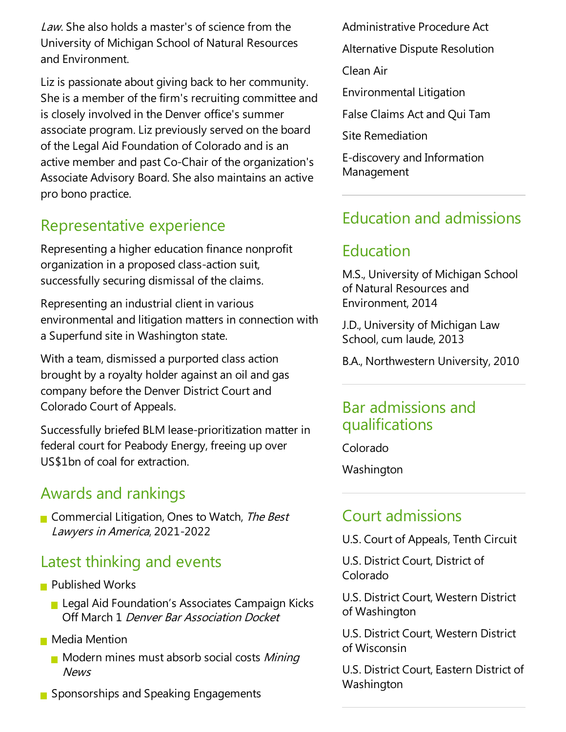*Law*. She also holds a master's of science from the University of Michigan School of Natural Resources and Environment.

Liz is passionate about giving back to her community. She is a member of the firm's recruiting committee and is closely involved in the Denver office's summer associate program. Liz previously served on the board of the Legal Aid Foundation of Colorado and is an active member and past Co-Chair of the organization's Associate Advisory Board. She also maintains an active pro bono practice.

## Representative experience

Representing a higher education finance nonprofit organization in a proposed class-action suit, successfully securing dismissal of the claims.

Representing an industrial client in various environmental and litigation matters in connection with a Superfund site in Washington state.

With a team, dismissed a purported class action brought by a royalty holder against an oil and gas company before the Denver District Court and Colorado Court of Appeals.

Successfully briefed BLM lease-prioritization matter in federal court for Peabody Energy, freeing up over US$1bn of coal for extraction.

## Awards and rankings

- Commercial Litigation, Ones to Watch, *The Best Lawyers in America*, 2021-2022

## Latest thinking and events

- Published Works
  - Legal Aid Foundation's Associates Campaign Kicks Off March 1 *Denver Bar Association Docket*
- Media Mention
  - Modern mines must absorb social costs *Mining News*
- Sponsorships and Speaking Engagements

Administrative Procedure Act

Alternative Dispute Resolution

Clean Air

Environmental Litigation

False Claims Act and Qui Tam

Site Remediation

E-discovery and Information Management

## Education and admissions

## Education

M.S., University of Michigan School of Natural Resources and Environment, 2014

J.D., University of Michigan Law School, cum laude, 2013

B.A., Northwestern University, 2010

## Bar admissions and qualifications

Colorado

Washington

## Court admissions

U.S. Court of Appeals, Tenth Circuit

U.S. District Court, District of Colorado

U.S. District Court, Western District of Washington

U.S. District Court, Western District of Wisconsin

U.S. District Court, Eastern District of Washington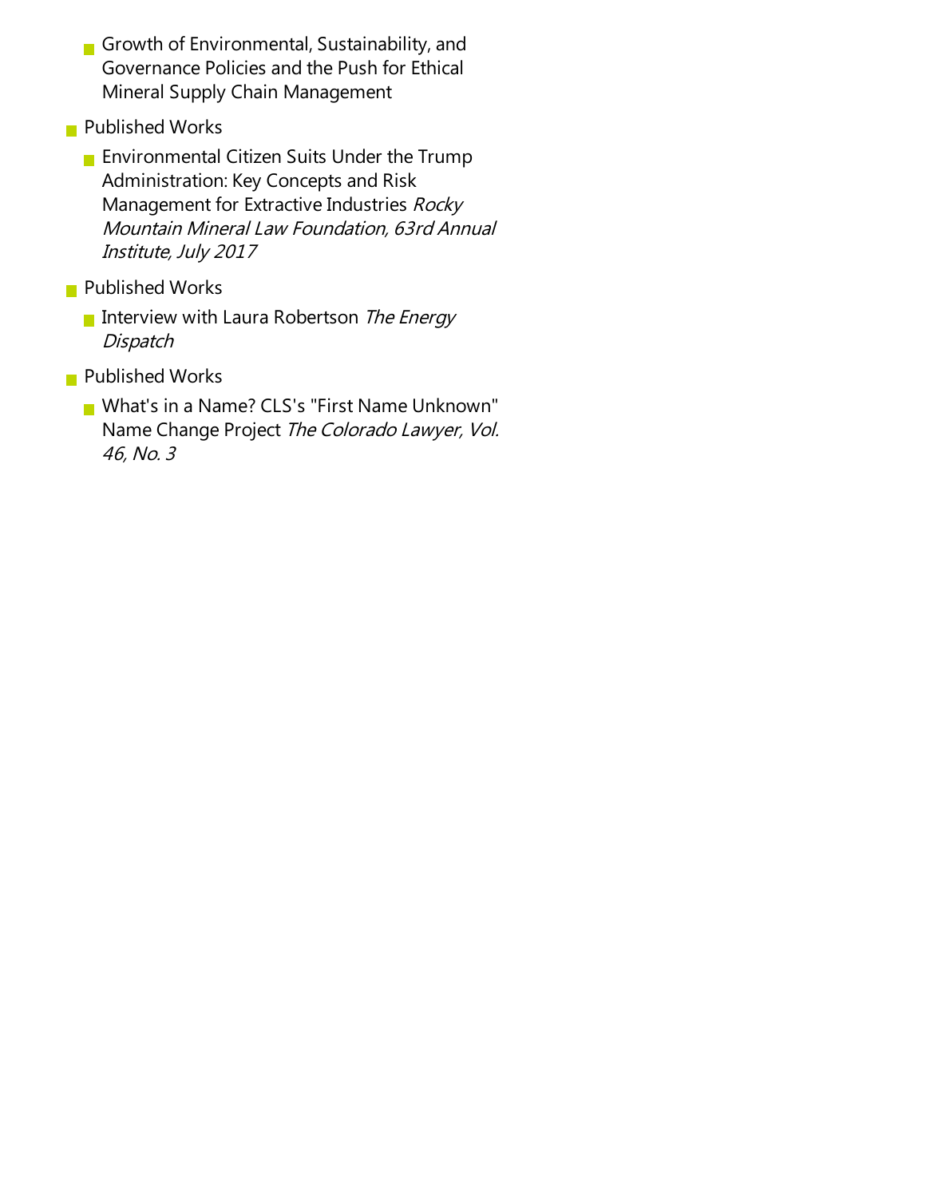- Growth of Environmental, Sustainability, and Governance Policies and the Push for Ethical Mineral Supply Chain Management
- Published Works
  - Environmental Citizen Suits Under the Trump Administration: Key Concepts and Risk Management for Extractive Industries *Rocky Mountain Mineral Law Foundation, 63rd Annual Institute, July 2017*
- Published Works
  - Interview with Laura Robertson *The Energy Dispatch*
- Published Works
  - What's in a Name? CLS's "First Name Unknown" Name Change Project *The Colorado Lawyer, Vol. 46, No. 3*